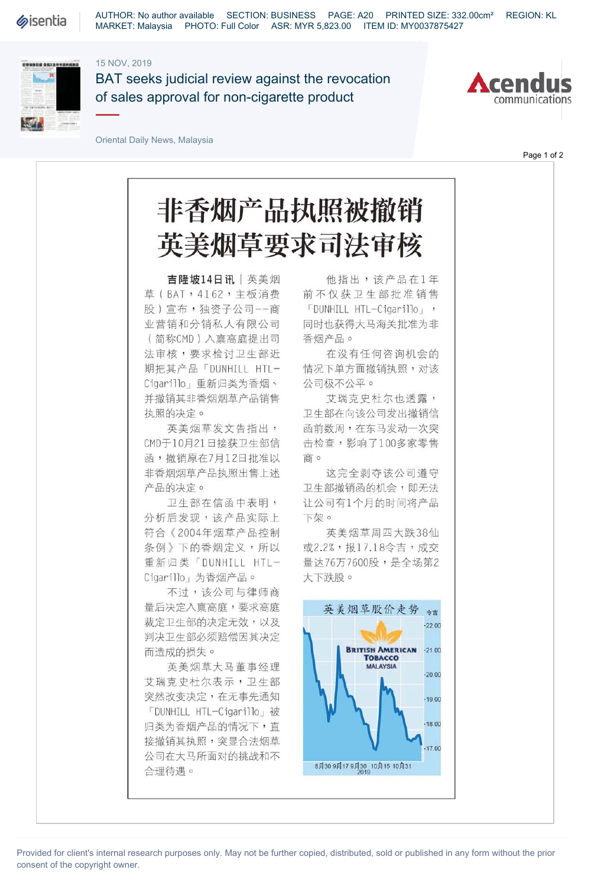AUTHOR: No author available SECTION: BUSINESS PAGE: A20 PRINTED SIZE: 332.00cm² REGION: KL
MARKET: Malaysia PHOTO: Full Color ASR: MYR 5,823.00 ITEM ID: MY0037875427

15 NOV, 2019

BAT seeks judicial review against the revocation of sales approval for non-cigarette product

Oriental Daily News, Malaysia

# 非香烟产品执照被撤销 英美烟草要求司法审核

**吉隆坡14日讯**｜英美烟草（BAT，4162，主板消费股）宣布，独资子公司一一商业营销和分销私人有限公司（简称CMD）入禀高庭提出司法审核，要求检讨卫生部近期把其产品「DUNHILL HTL-Cigarillo」重新归类为香烟、并撤销其非香烟烟草产品销售执照的决定。

英美烟草发文告指出，CMD于10月21日接获卫生部信函，撤销原在7月12日批准以非香烟烟草产品执照出售上述产品的决定。

卫生部在信函中表明，分析后发现，该产品实际上符合《2004年烟草产品控制条例》下的香烟定义，所以重新归类「DUNHILL HTL-Cigarillo」为香烟产品。

不过，该公司与律师商量后决定入禀高庭，要求高庭裁定卫生部的决定无效，以及判决卫生部必须赔偿因其决定而造成的损失。

英美烟草大马董事经理艾瑞克史杜尔表示，卫生部突然改变决定，在无事先通知「DUNHILL HTL-Cigarillo」被归类为香烟产品的情况下，直接撤销其执照，突显合法烟草公司在大马所面对的挑战和不合理待遇。

他指出，该产品在1年前不仅获卫生部批准销售「DUNHILL HTL-Cigarillo」，同时也获得大马海关批准为非香烟产品。

在没有任何咨询机会的情况下单方面撤销执照，对该公司极不公平。

艾瑞克史杜尔也透露，卫生部在向该公司发出撤销信函前数周，在东马发动一次突击检查，影响了100多家零售商。

这完全剥夺该公司遵守卫生部撤销函的机会，即无法让公司有1个月的时间将产品下架。

英美烟草周四大跌38仙或2.2%，报17.18令吉，成交量达76万7600股，是全场第2大下跌股。

英美烟草股价走势

令吉

British American Tobacco Malaysia

22.00 / 21.00 / 20.00 / 19.00 / 18.00 / 17.00

8月30 9月17 9月30 10月15 10月31
2019

Provided for client's internal research purposes only. May not be further copied, distributed, sold or published in any form without the prior consent of the copyright owner.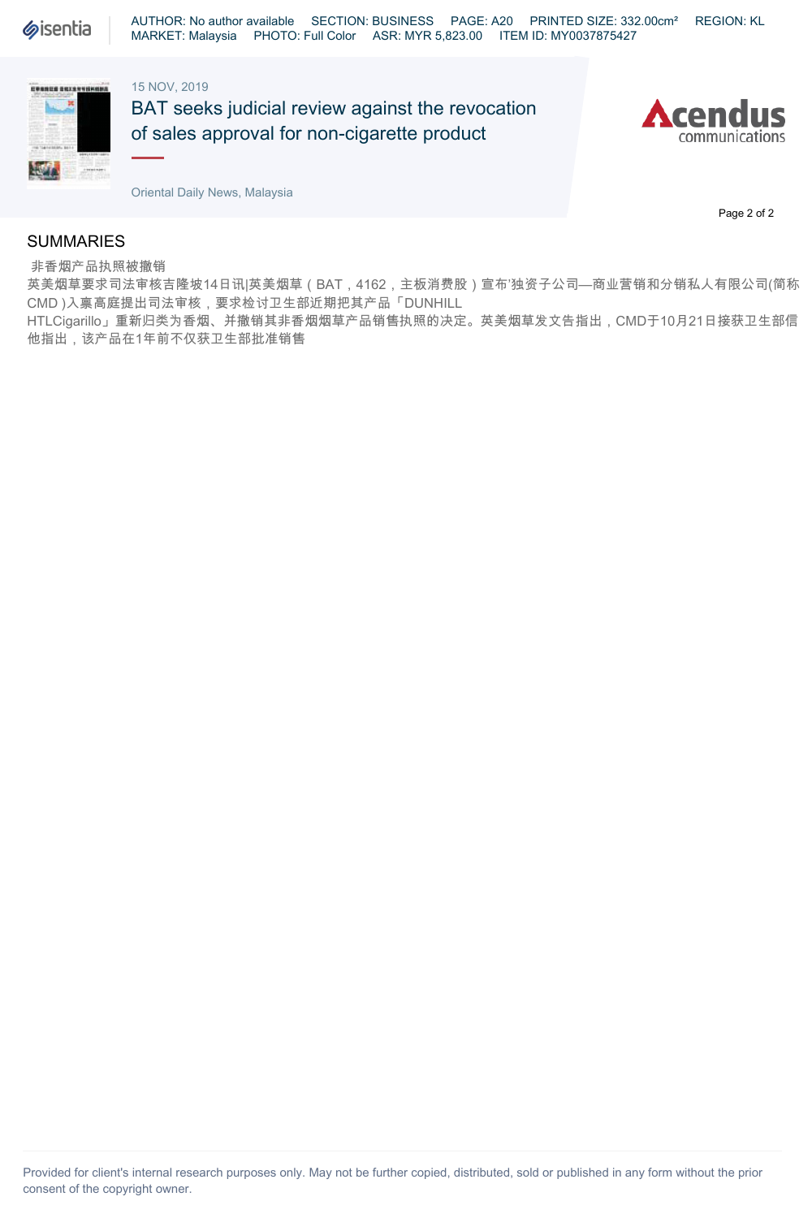AUTHOR: No available SECTION: BUSINESS PAGE: A20 PRINTED SIZE: 332.00cm² REGION: KL MARKET: Malaysia PHOTO: Full Color ASR: MYR 5,823.00 ITEM ID: MY0037875427

15 NOV, 2019

# BAT seeks judicial review against the revocation of sales approval for non-cigarette product

Oriental Daily News, Malaysia

## SUMMARIES

非香烟产品执照被撤销
英美烟草要求司法审核吉隆坡14日讯|英美烟草（BAT，4162，主板消费股）宣布'独资子公司—商业营销和分销私人有限公司(简称CMD )入禀高庭提出司法审核，要求检讨卫生部近期把其产品「DUNHILL HTLCigarillo」重新归类为香烟、并撤销其非香烟烟草产品销售执照的决定。英美烟草发文告指出，CMD于10月21日接获卫生部信他指出，该产品在1年前不仅获卫生部批准销售

Provided for client's internal research purposes only. May not be further copied, distributed, sold or published in any form without the prior consent of the copyright owner.